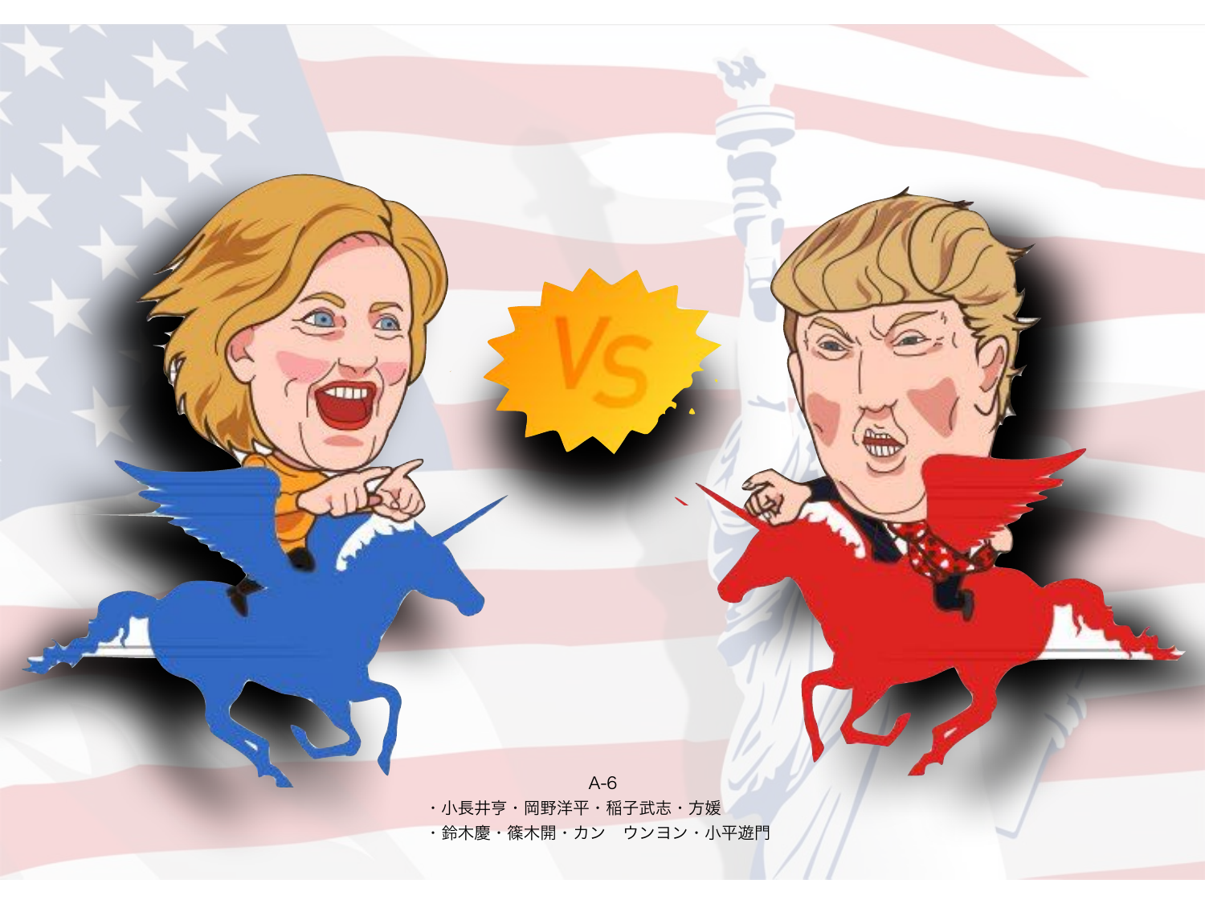A-6

・小長井亨・岡野洋平・稲子武志・方媛

・鈴木慶・篠木開・カン　ウンヨン・小平遊門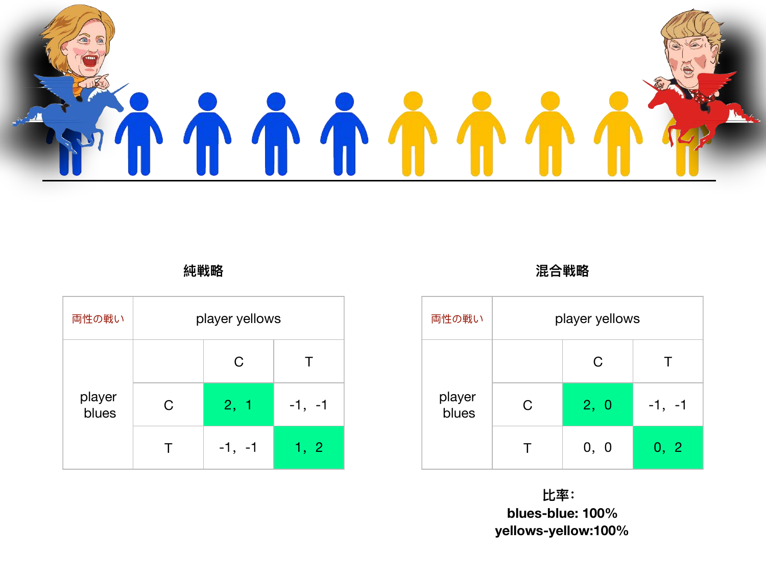**純戦略**

| 両性の戦い | player yellows | |
|---|---|---|
| | C | T |
| player blues C | 2, 1 | -1, -1 |
| player blues T | -1, -1 | 1, 2 |

**混合戦略**

| 両性の戦い | player yellows | |
|---|---|---|
| | C | T |
| player blues C | 2, 0 | -1, -1 |
| player blues T | 0, 0 | 0, 2 |

**比率：**
**blues-blue: 100%**
**yellows-yellow:100%**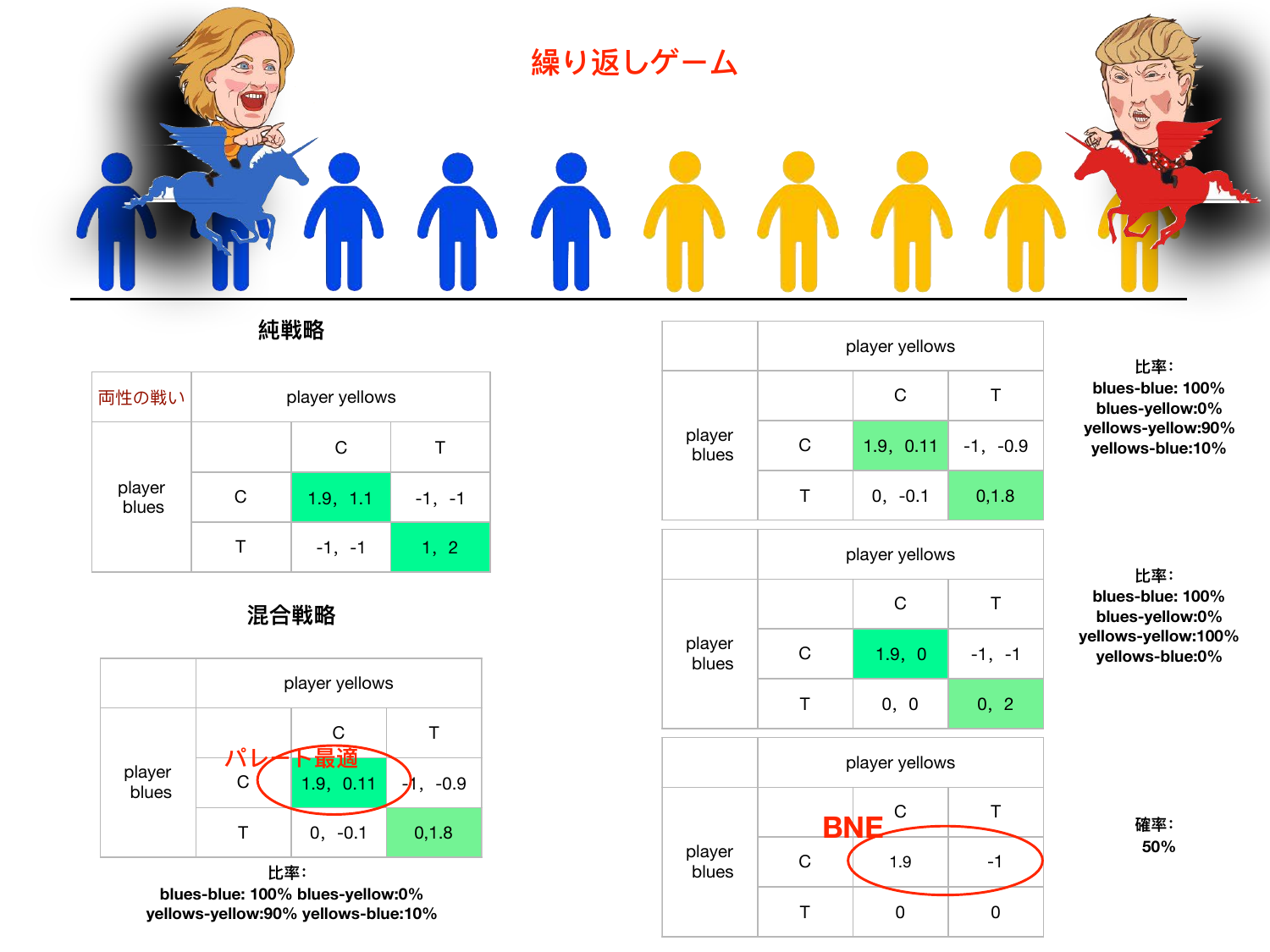# 繰り返しゲーム

## 純戦略

| 両性の戦い | player yellows | |
|---|---|---|
| | C | T |
| player blues C | 1.9, 1.1 | -1, -1 |
| player blues T | -1, -1 | 1, 2 |

## 混合戦略

| | player yellows | |
|---|---|---|
| | C | T |
| player blues C | 1.9, 0.11 (パレート最適) | -1, -0.9 |
| player blues T | 0, -0.1 | 0,1.8 |

比率:
blues-blue: 100% blues-yellow:0%
yellows-yellow:90% yellows-blue:10%

| | player yellows | |
|---|---|---|
| | C | T |
| player blues C | 1.9, 0.11 | -1, -0.9 |
| player blues T | 0, -0.1 | 0,1.8 |

比率:
blues-blue: 100%
blues-yellow:0%
yellows-yellow:90%
yellows-blue:10%

| | player yellows | |
|---|---|---|
| | C | T |
| player blues C | 1.9, 0 | -1, -1 |
| player blues T | 0, 0 | 0, 2 |

比率:
blues-blue: 100%
blues-yellow:0%
yellows-yellow:100%
yellows-blue:0%

| | player yellows | |
|---|---|---|
| | C | T |
| player blues C | 1.9 (BNE) | -1 (BNE) |
| player blues T | 0 | 0 |

確率:
50%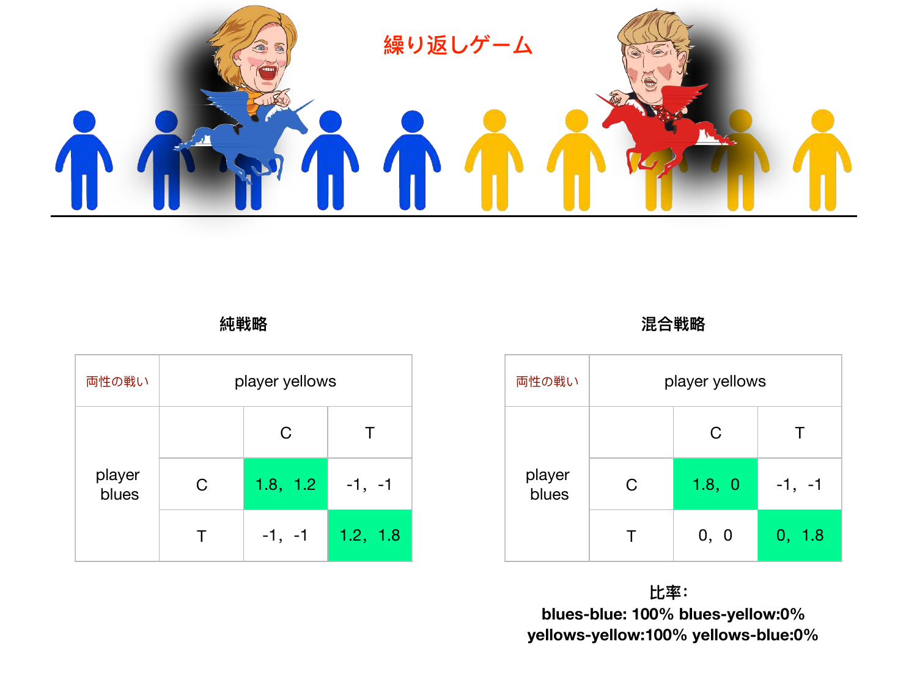# 繰り返しゲーム

### 純戦略

| 両性の戦い | player yellows | | |
|---|---|---|---|
| | | C | T |
| player blues | C | 1.8，1.2 | -1，-1 |
| | T | -1，-1 | 1.2，1.8 |

### 混合戦略

| 両性の戦い | player yellows | | |
|---|---|---|---|
| | | C | T |
| player blues | C | 1.8，0 | -1，-1 |
| | T | 0，0 | 0，1.8 |

**比率：**
**blues-blue: 100% blues-yellow:0%**
**yellows-yellow:100% yellows-blue:0%**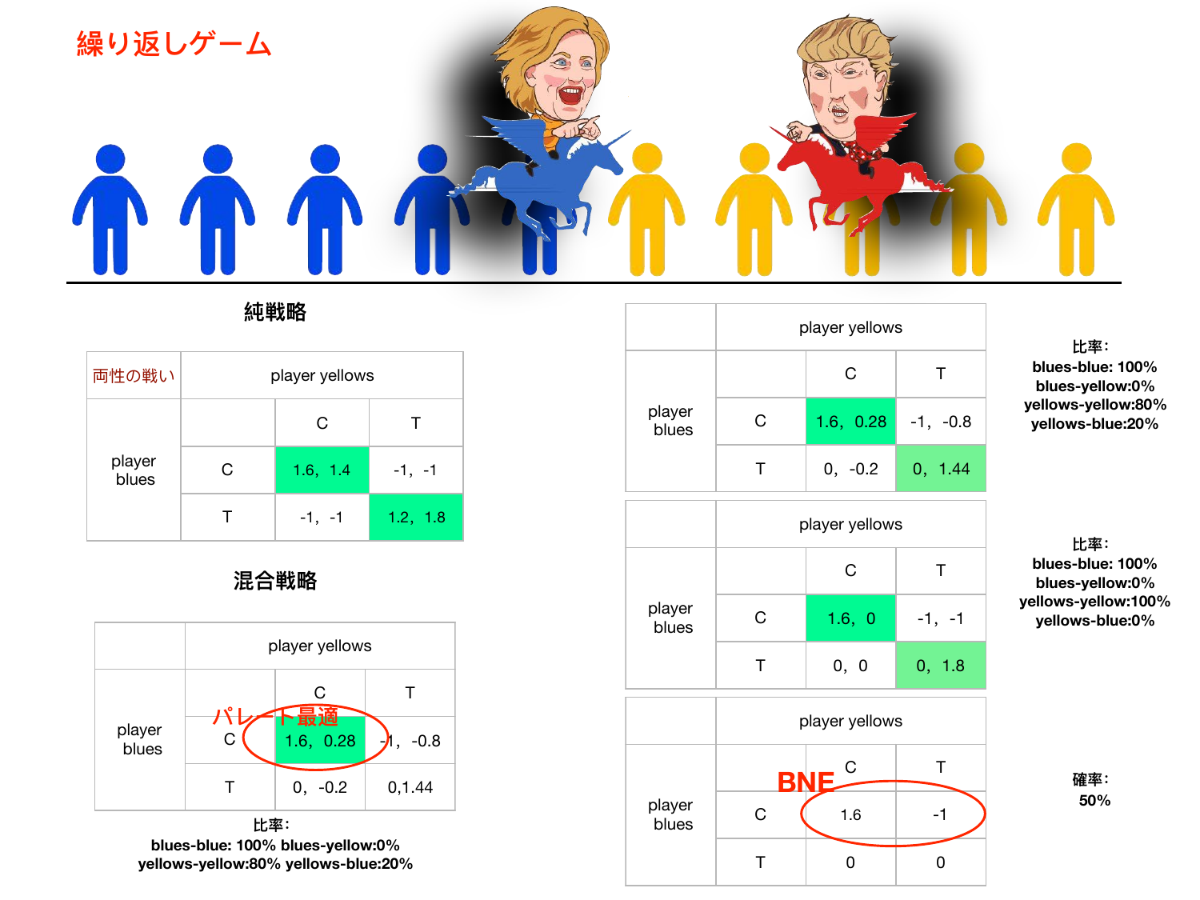# 繰り返しゲーム

## 純戦略

| 両性の戦い | player yellows | |
|---|---|---|
| | C | T |
| player blues C | 1.6，1.4 | -1，-1 |
| player blues T | -1，-1 | 1.2，1.8 |

## 混合戦略

| | player yellows | |
|---|---|---|
| | C | T |
| player blues C | 1.6，0.28 (パレート最適) | -1，-0.8 |
| player blues T | 0，-0.2 | 0,1.44 |

比率：
blues-blue: 100% blues-yellow:0%
yellows-yellow:80% yellows-blue:20%

| | player yellows | |
|---|---|---|
| | C | T |
| player blues C | 1.6，0.28 | -1，-0.8 |
| player blues T | 0，-0.2 | 0，1.44 |

比率：
blues-blue: 100%
blues-yellow:0%
yellows-yellow:80%
yellows-blue:20%

| | player yellows | |
|---|---|---|
| | C | T |
| player blues C | 1.6，0 | -1，-1 |
| player blues T | 0，0 | 0，1.8 |

比率：
blues-blue: 100%
blues-yellow:0%
yellows-yellow:100%
yellows-blue:0%

| | player yellows | |
|---|---|---|
| | C | T |
| player blues C | 1.6 (BNE) | -1 (BNE) |
| player blues T | 0 | 0 |

確率：
50%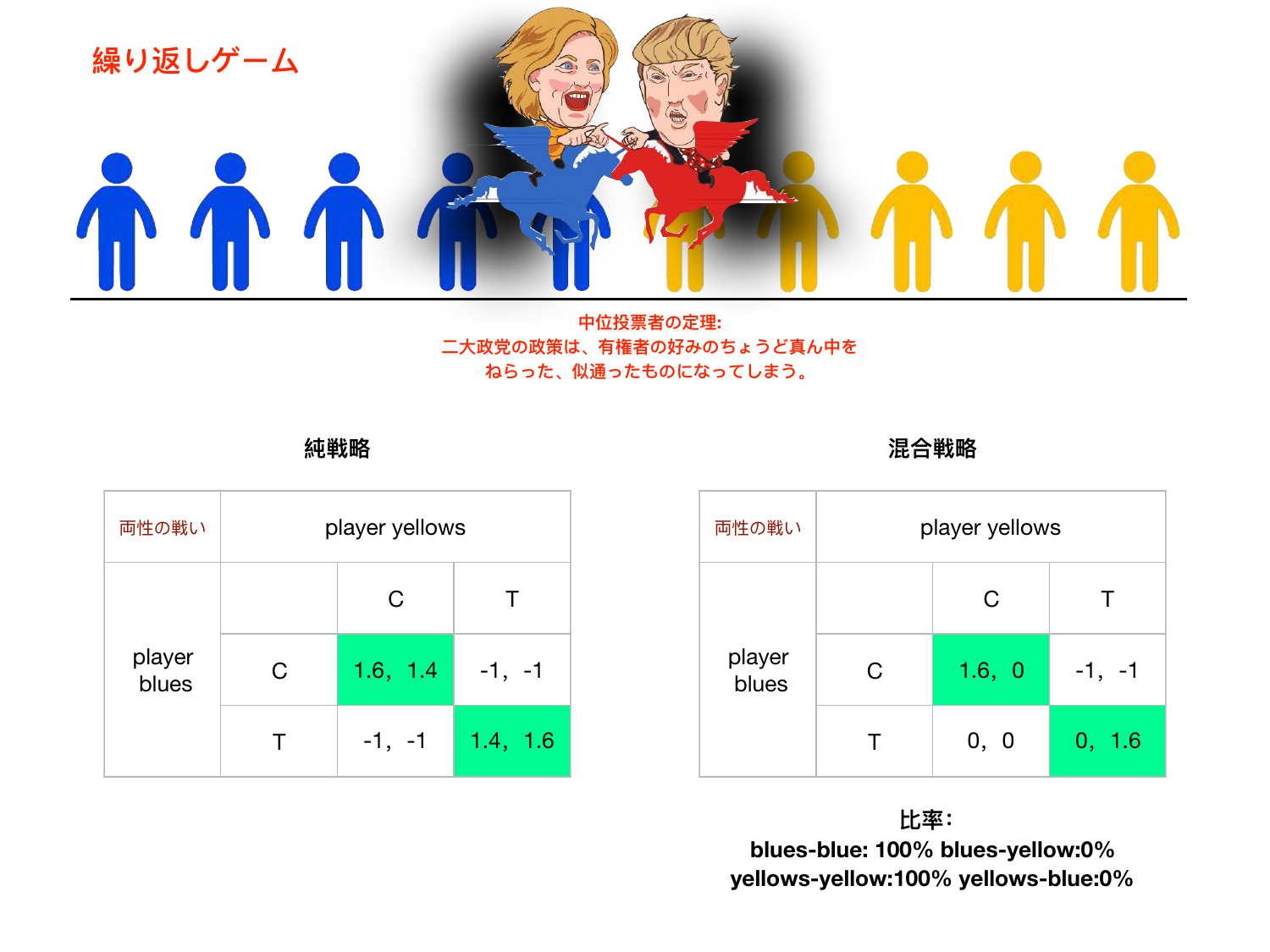# 繰り返しゲーム

**中位投票者の定理:**
**二大政党の政策は、有権者の好みのちょうど真ん中をねらった、似通ったものになってしまう。**

### 純戦略

| 両性の戦い | player yellows | |
|---|---|---|
| | C | T |
| player blues C | 1.6，1.4 | -1，-1 |
| player blues T | -1，-1 | 1.4，1.6 |

### 混合戦略

| 両性の戦い | player yellows | |
|---|---|---|
| | C | T |
| player blues C | 1.6，0 | -1，-1 |
| player blues T | 0，0 | 0，1.6 |

**比率:**
**blues-blue: 100% blues-yellow:0%**
**yellows-yellow:100% yellows-blue:0%**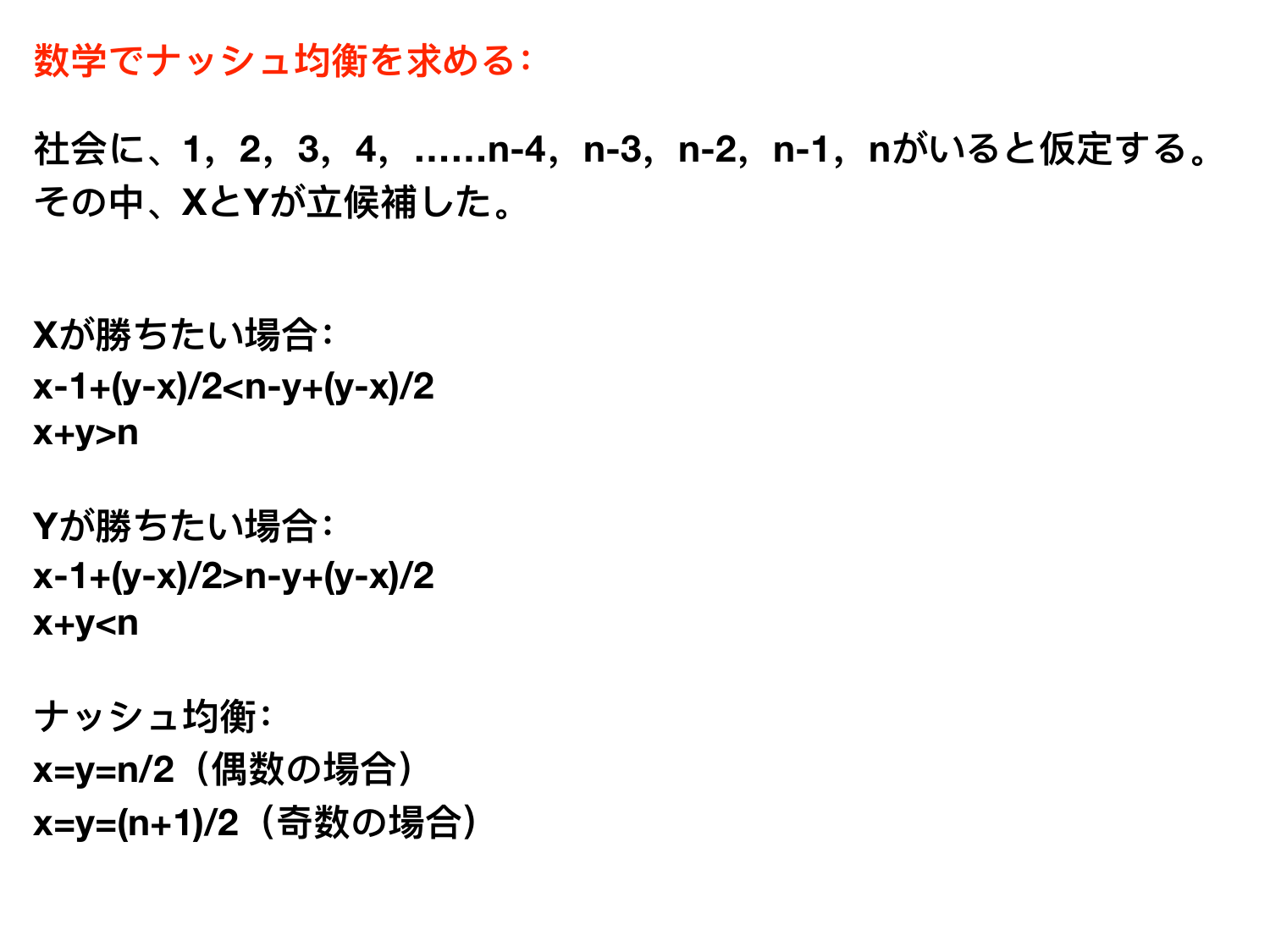# 数学でナッシュ均衡を求める：

社会に、1，2，3，4，……n-4，n-3，n-2，n-1，nがいると仮定する。その中、XとYが立候補した。

**Xが勝ちたい場合：**

$x-1+(y-x)/2<n-y+(y-x)/2$

$x+y>n$

**Yが勝ちたい場合：**

$x-1+(y-x)/2>n-y+(y-x)/2$

$x+y<n$

**ナッシュ均衡：**

$x=y=n/2$（偶数の場合）

$x=y=(n+1)/2$（奇数の場合）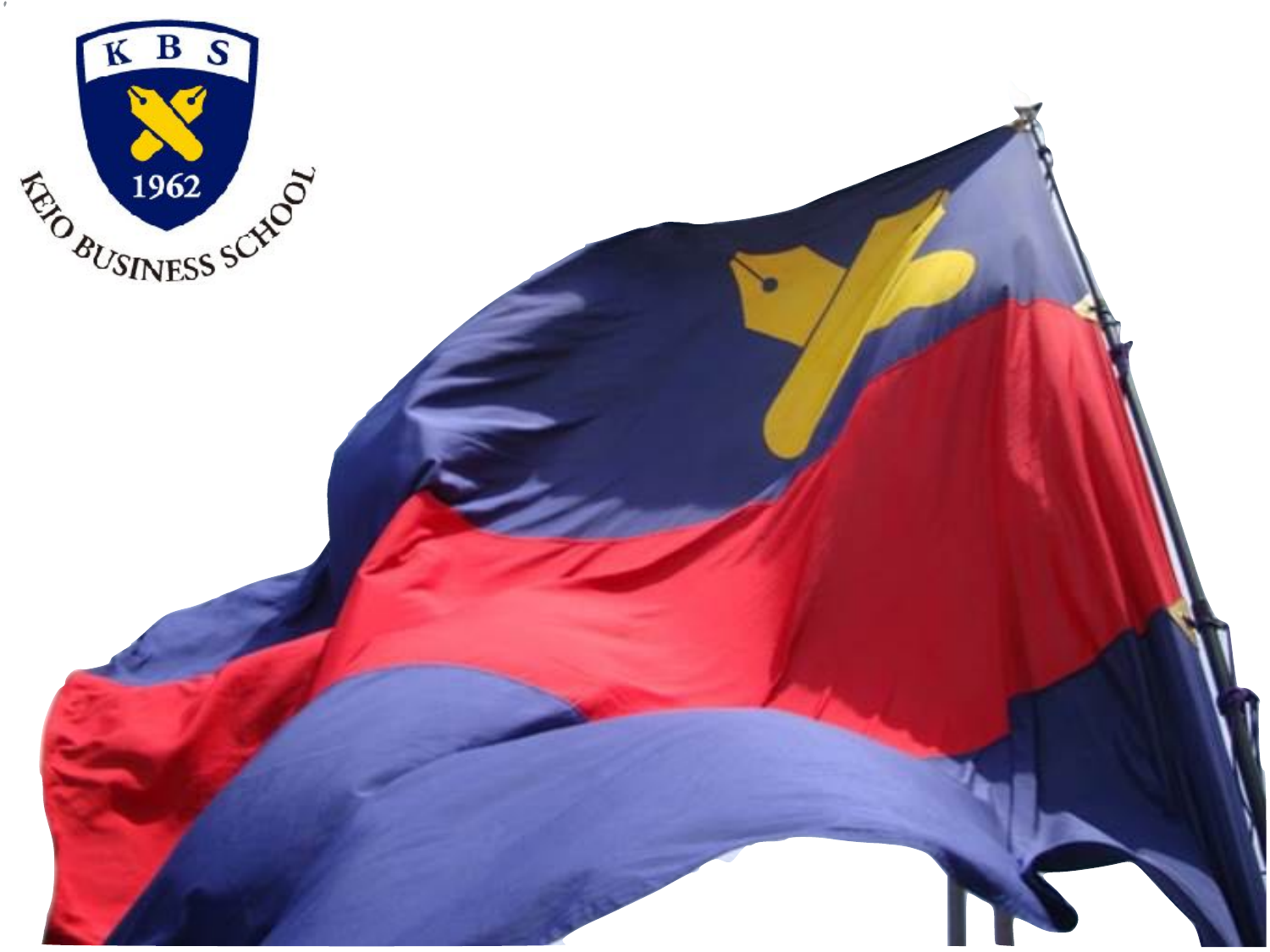KBS

1962

KEIO BUSINESS SCHOOL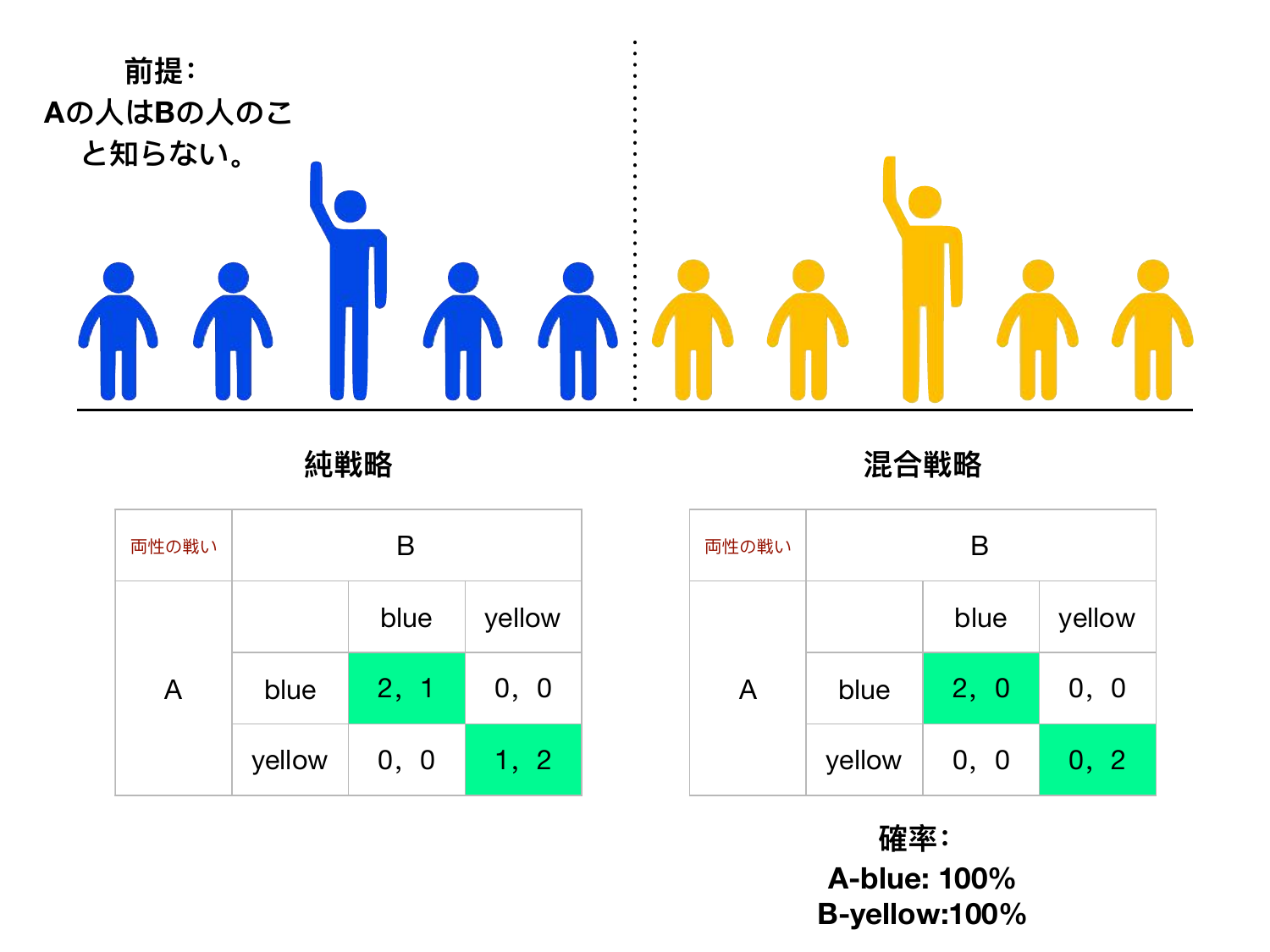**前提：**
**Aの人はBの人のこと知らない。**

## 純戦略

| 両性の戦い | | B | |
|---|---|---|---|
| | | blue | yellow |
| A | blue | 2，1 | 0，0 |
| | yellow | 0，0 | 1，2 |

## 混合戦略

| 両性の戦い | | B | |
|---|---|---|---|
| | | blue | yellow |
| A | blue | 2，0 | 0，0 |
| | yellow | 0，0 | 0，2 |

**確率：**
**A-blue: 100%**
**B-yellow:100%**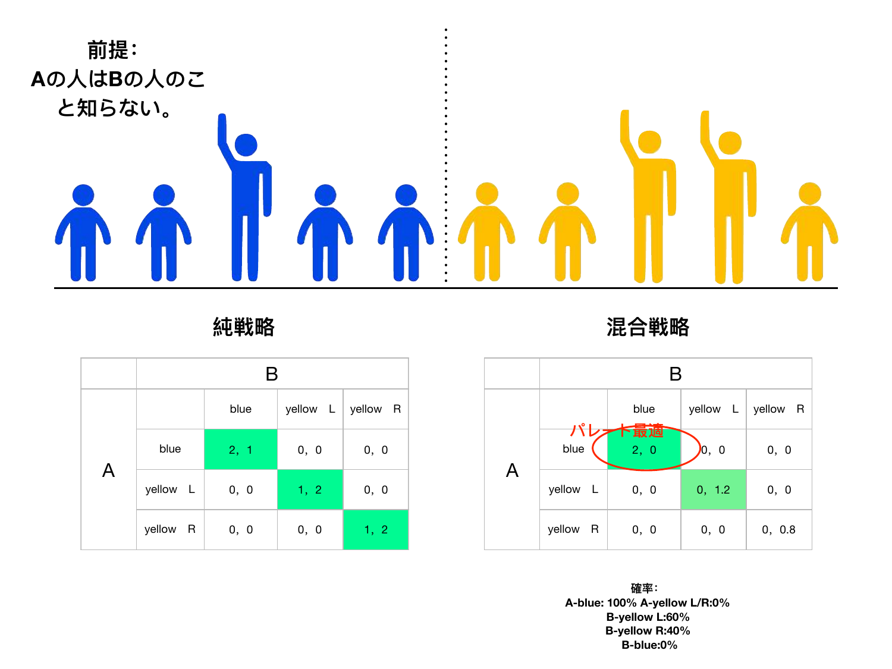前提：
Aの人はBの人のこと知らない。

## 純戦略

| | | B | | |
|---|---|---|---|---|
| | | blue | yellow L | yellow R |
| A | blue | 2, 1 | 0, 0 | 0, 0 |
| | yellow L | 0, 0 | 1, 2 | 0, 0 |
| | yellow R | 0, 0 | 0, 0 | 1, 2 |

## 混合戦略

| | | B | | |
|---|---|---|---|---|
| | | blue | yellow L | yellow R |
| A | blue | 2, 0 | 0, 0 | 0, 0 |
| | yellow L | 0, 0 | 0, 1.2 | 0, 0 |
| | yellow R | 0, 0 | 0, 0 | 0, 0.8 |

パレート最適

**確率：**
**A-blue: 100% A-yellow L/R:0%**
**B-yellow L:60%**
**B-yellow R:40%**
**B-blue:0%**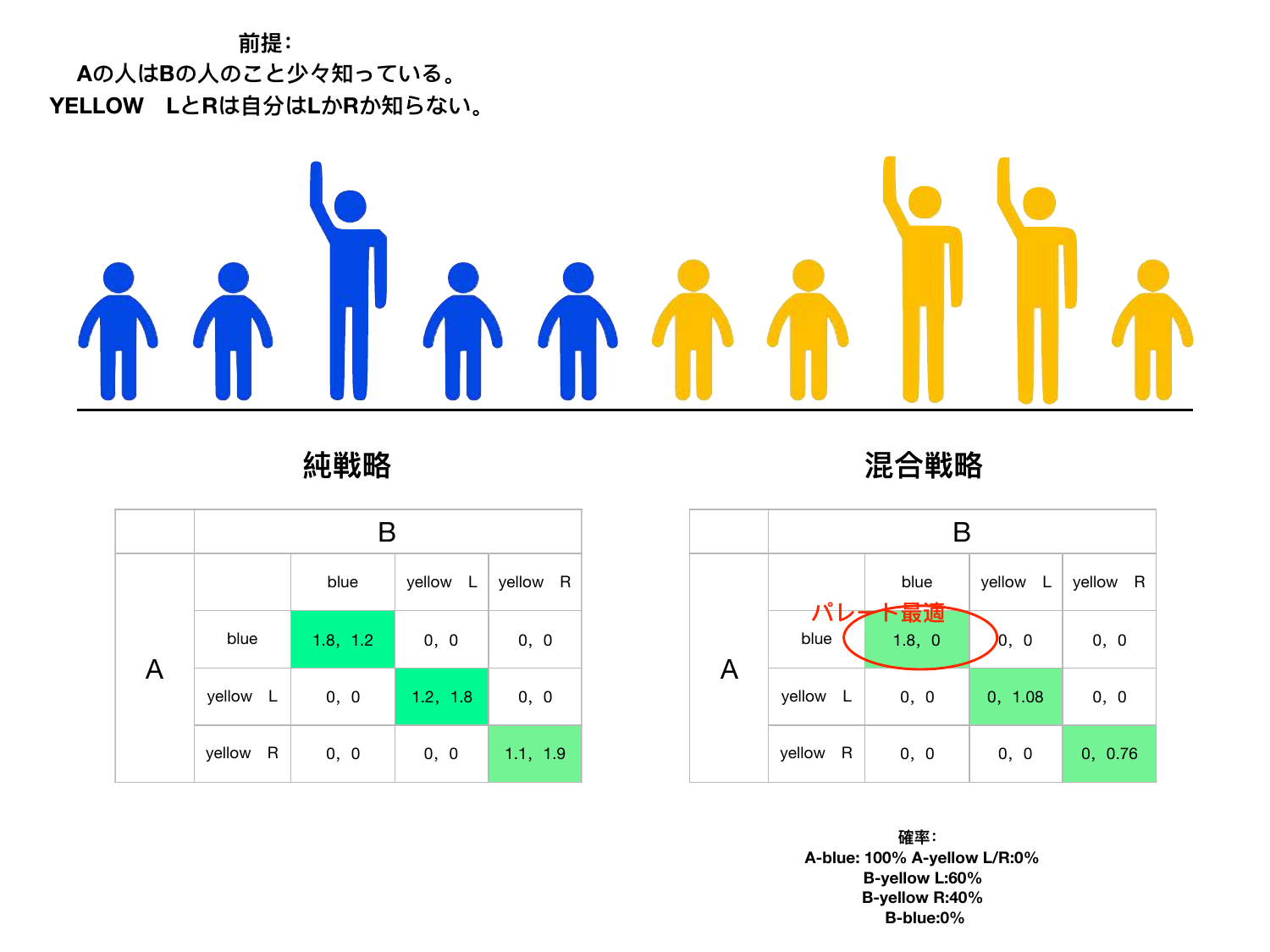前提：
Aの人はBの人のこと少々知っている。
YELLOW　LとRは自分はLかRか知らない。

## 純戦略

| | | B | | |
|---|---|---|---|---|
| | | blue | yellow　L | yellow　R |
| A | blue | 1.8，1.2 | 0，0 | 0，0 |
| | yellow　L | 0，0 | 1.2，1.8 | 0，0 |
| | yellow　R | 0，0 | 0，0 | 1.1，1.9 |

## 混合戦略

| | | B | | |
|---|---|---|---|---|
| | | blue | yellow　L | yellow　R |
| A | blue | 1.8，0（パレート最適） | 0，0 | 0，0 |
| | yellow　L | 0，0 | 0，1.08 | 0，0 |
| | yellow　R | 0，0 | 0，0 | 0，0.76 |

確率：
A-blue: 100% A-yellow L/R:0%
B-yellow L:60%
B-yellow R:40%
B-blue:0%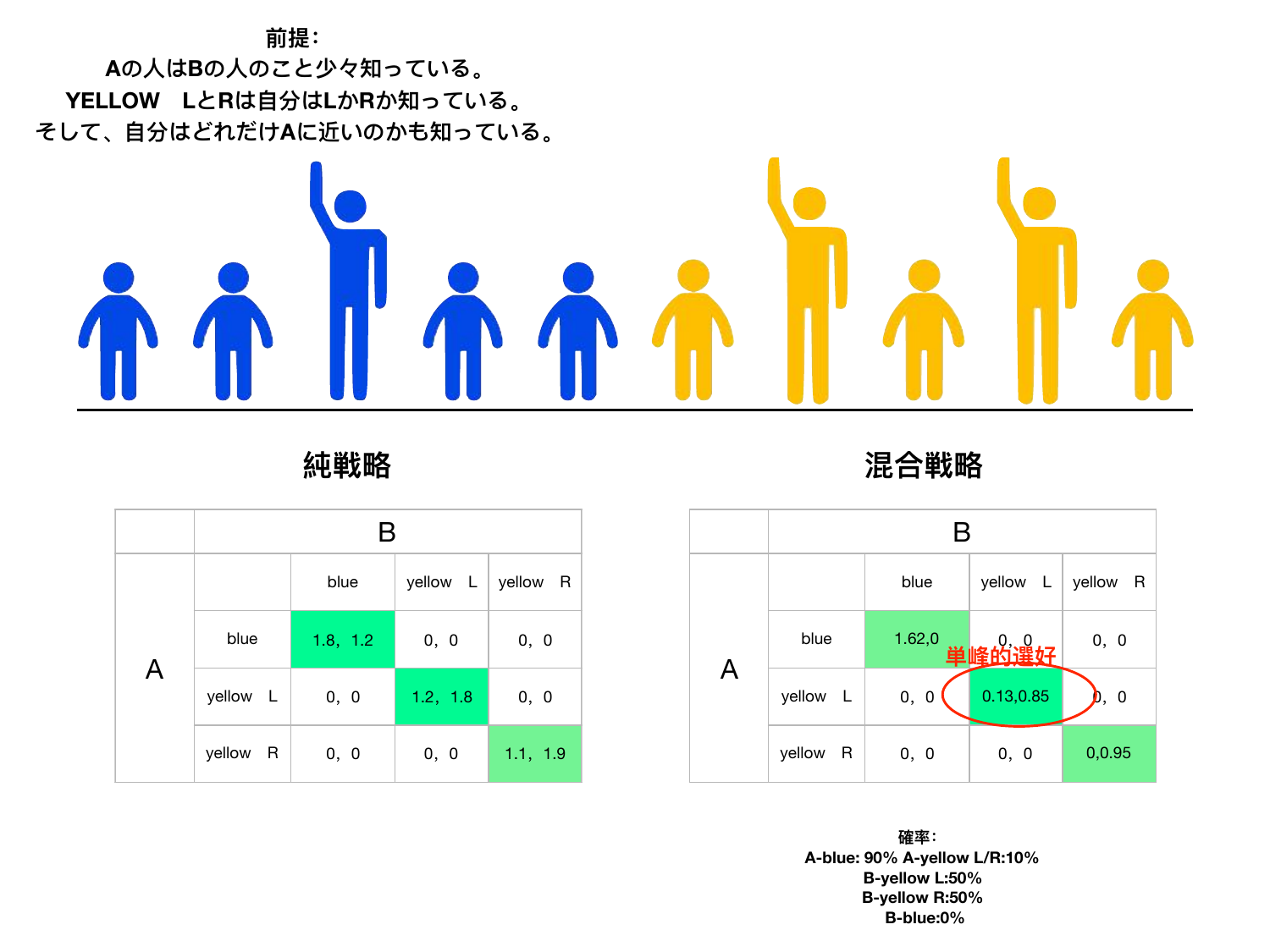前提：
Aの人はBの人のこと少々知っている。
YELLOW　LとRは自分はLかRか知っている。
そして、自分はどれだけAに近いのかも知っている。

## 純戦略

| | | B | | |
|---|---|---|---|---|
| | | blue | yellow　L | yellow　R |
| A | blue | 1.8，1.2 | 0，0 | 0，0 |
| | yellow　L | 0，0 | 1.2，1.8 | 0，0 |
| | yellow　R | 0，0 | 0，0 | 1.1，1.9 |

## 混合戦略

| | | B | | |
|---|---|---|---|---|
| | | blue | yellow　L | yellow　R |
| A | blue | 1.62,0 | 0，0 | 0，0 |
| | yellow　L | 0，0 | 0.13,0.85 | 0，0 |
| | yellow　R | 0，0 | 0，0 | 0,0.95 |

単峰的選好

確率：
A-blue: 90% A-yellow L/R:10%
B-yellow L:50%
B-yellow R:50%
B-blue:0%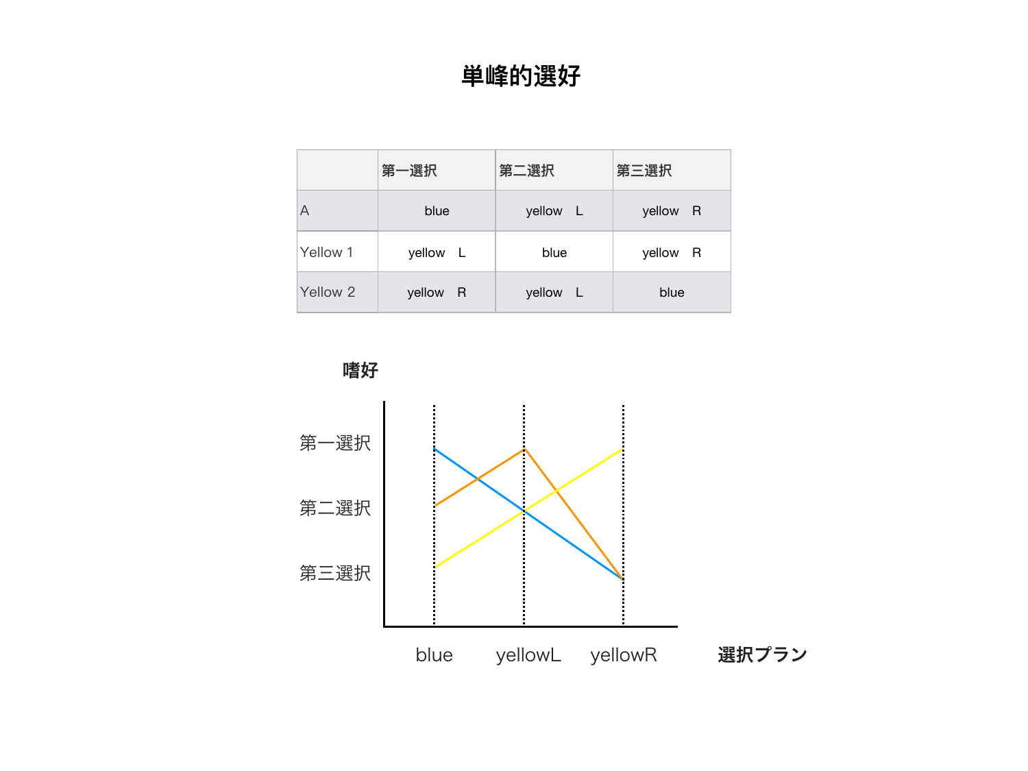# 単峰的選好

| | 第一選択 | 第二選択 | 第三選択 |
|---|---|---|---|
| A | blue | yellow　L | yellow　R |
| Yellow 1 | yellow　L | blue | yellow　R |
| Yellow 2 | yellow　R | yellow　L | blue |

嗜好

第一選択

第二選択

第三選択

blue　yellowL　yellowR

選択プラン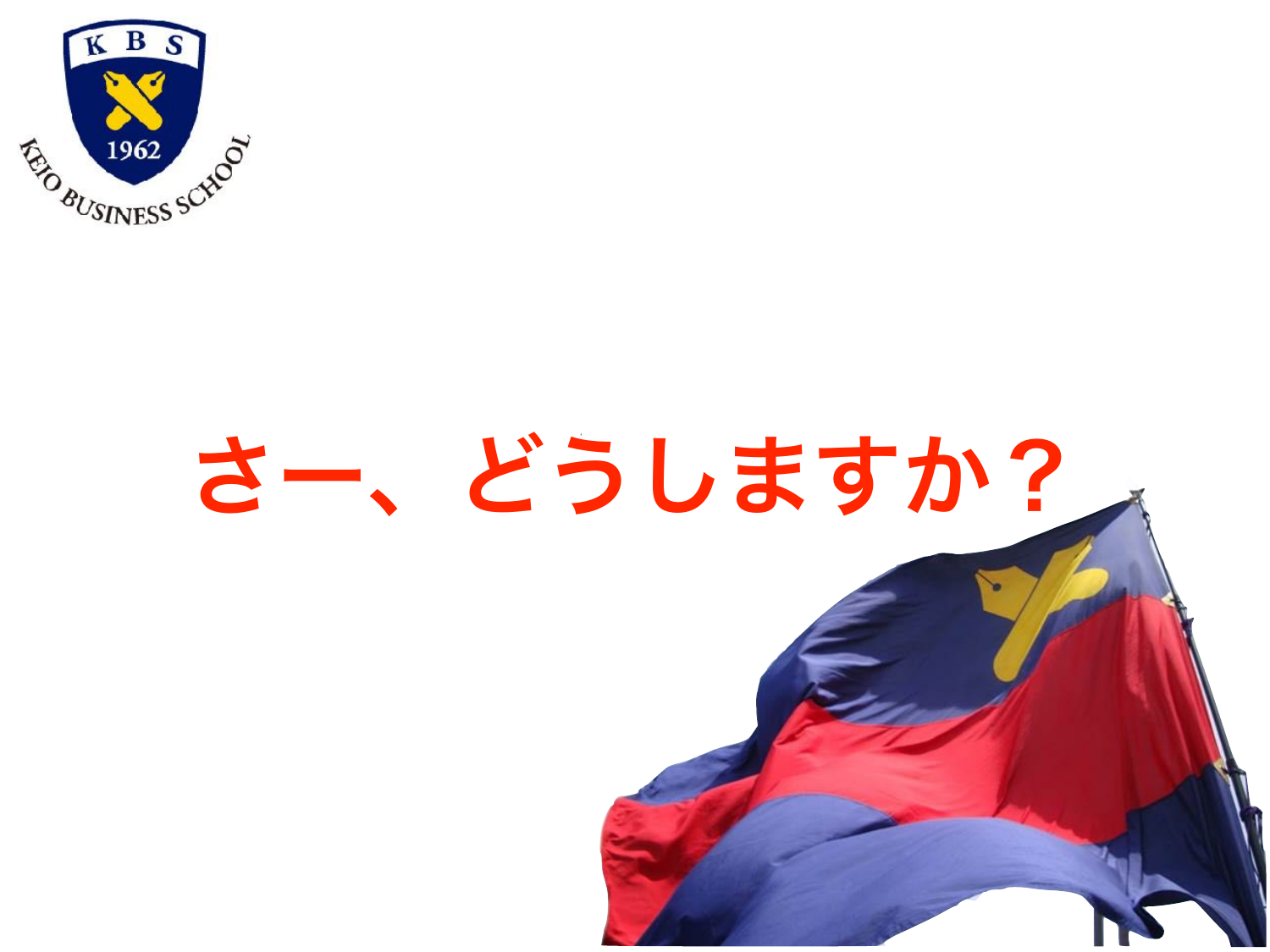# さー、どうしますか？